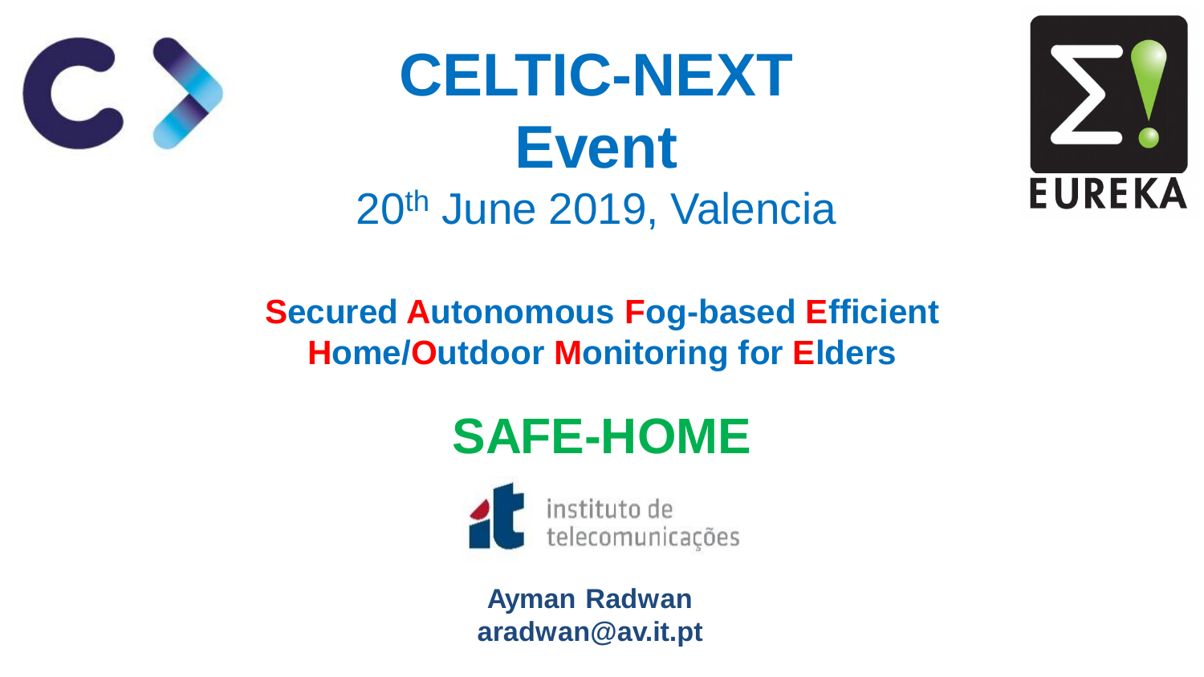# CELTIC-NEXT Event

20th June 2019, Valencia

## Secured Autonomous Fog-based Efficient Home/Outdoor Monitoring for Elders

## SAFE-HOME

instituto de telecomunicações

**Ayman Radwan**
**aradwan@av.it.pt**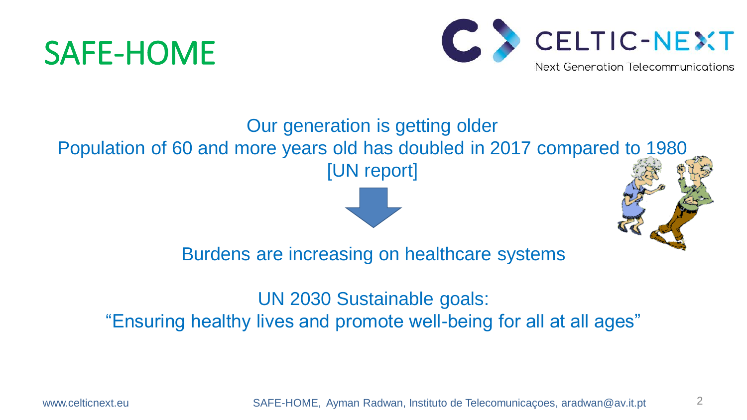# SAFE-HOME

Our generation is getting older

Population of 60 and more years old has doubled in 2017 compared to 1980 [UN report]

Burdens are increasing on healthcare systems

UN 2030 Sustainable goals:

“Ensuring healthy lives and promote well-being for all at all ages”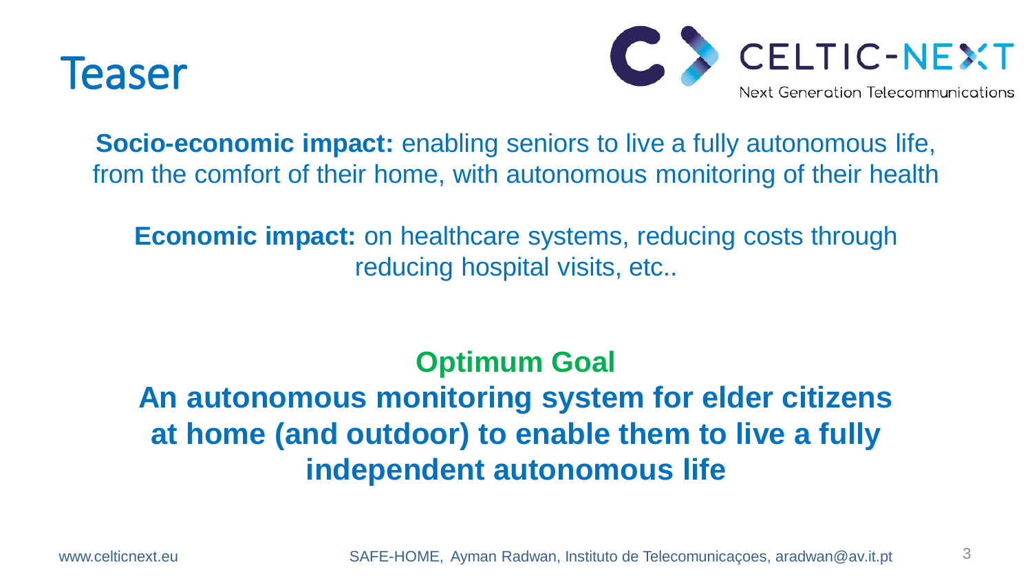# Teaser

**Socio-economic impact:** enabling seniors to live a fully autonomous life, from the comfort of their home, with autonomous monitoring of their health

**Economic impact:** on healthcare systems, reducing costs through reducing hospital visits, etc..

## Optimum Goal

**An autonomous monitoring system for elder citizens at home (and outdoor) to enable them to live a fully independent autonomous life**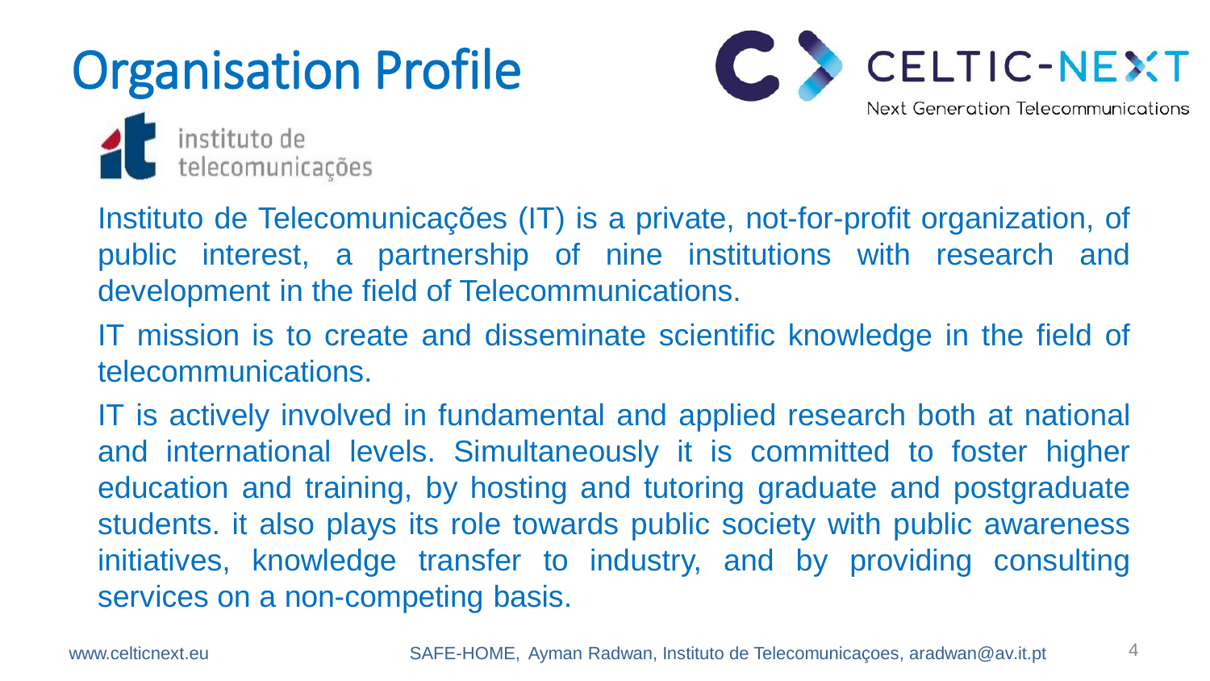# Organisation Profile

instituto de telecomunicações

Instituto de Telecomunicações (IT) is a private, not-for-profit organization, of public interest, a partnership of nine institutions with research and development in the field of Telecommunications.

IT mission is to create and disseminate scientific knowledge in the field of telecommunications.

IT is actively involved in fundamental and applied research both at national and international levels. Simultaneously it is committed to foster higher education and training, by hosting and tutoring graduate and postgraduate students. it also plays its role towards public society with public awareness initiatives, knowledge transfer to industry, and by providing consulting services on a non-competing basis.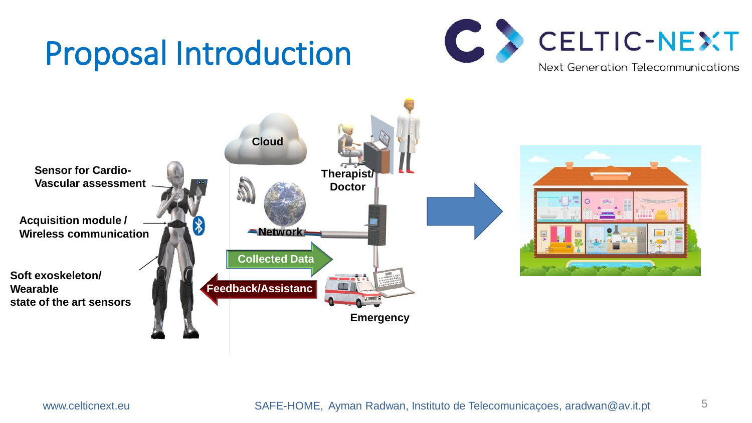# Proposal Introduction

**Sensor for Cardio-Vascular assessment**

**Acquisition module / Wireless communication**

**Soft exoskeleton/ Wearable state of the art sensors**

**Cloud**

**Network**

**Therapist/ Doctor**

**Collected Data**

**Feedback/Assistanc**

**Emergency**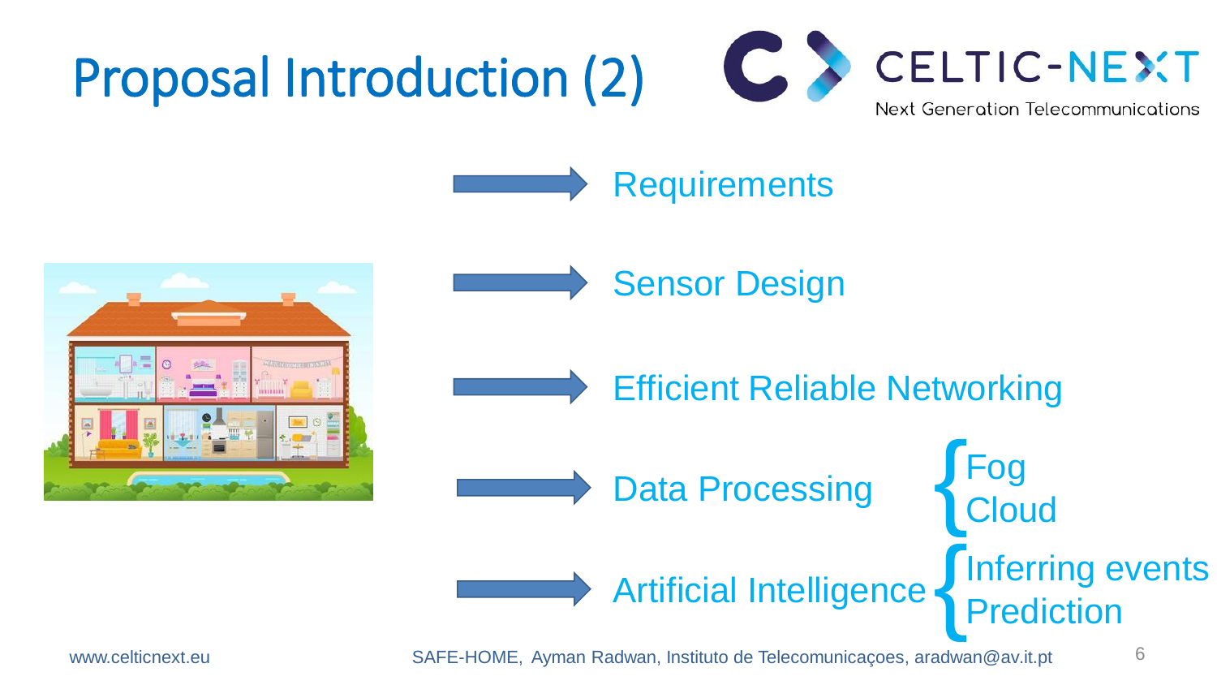# Proposal Introduction (2)

- Requirements
- Sensor Design
- Efficient Reliable Networking
- Data Processing
  - Fog
  - Cloud
- Artificial Intelligence
  - Inferring events
  - Prediction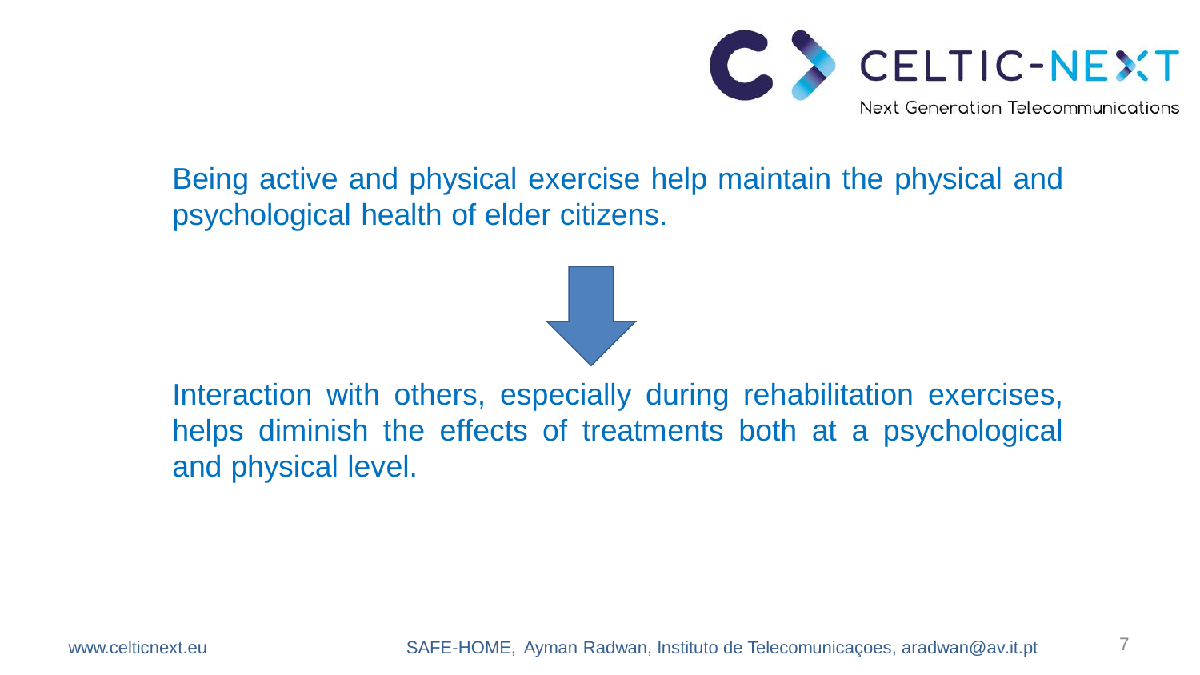Being active and physical exercise help maintain the physical and psychological health of elder citizens.

↓

Interaction with others, especially during rehabilitation exercises, helps diminish the effects of treatments both at a psychological and physical level.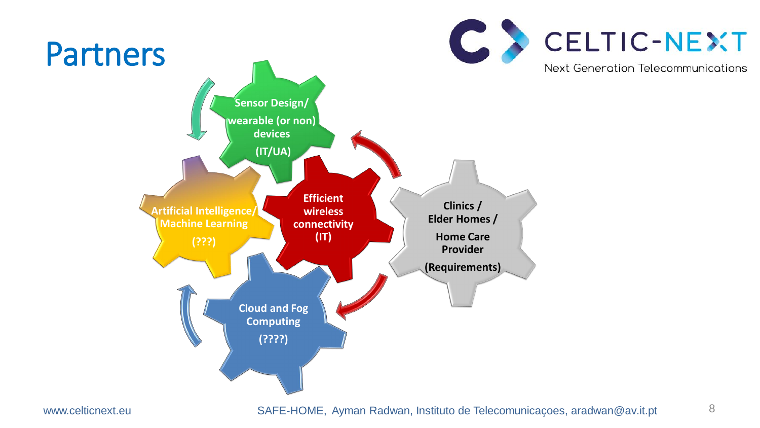# Partners

Sensor Design/ wearable (or non) devices (IT/UA)

Artificial Intelligence/ Machine Learning (???)

Efficient wireless connectivity (IT)

Clinics / Elder Homes / Home Care Provider (Requirements)

Cloud and Fog Computing (????)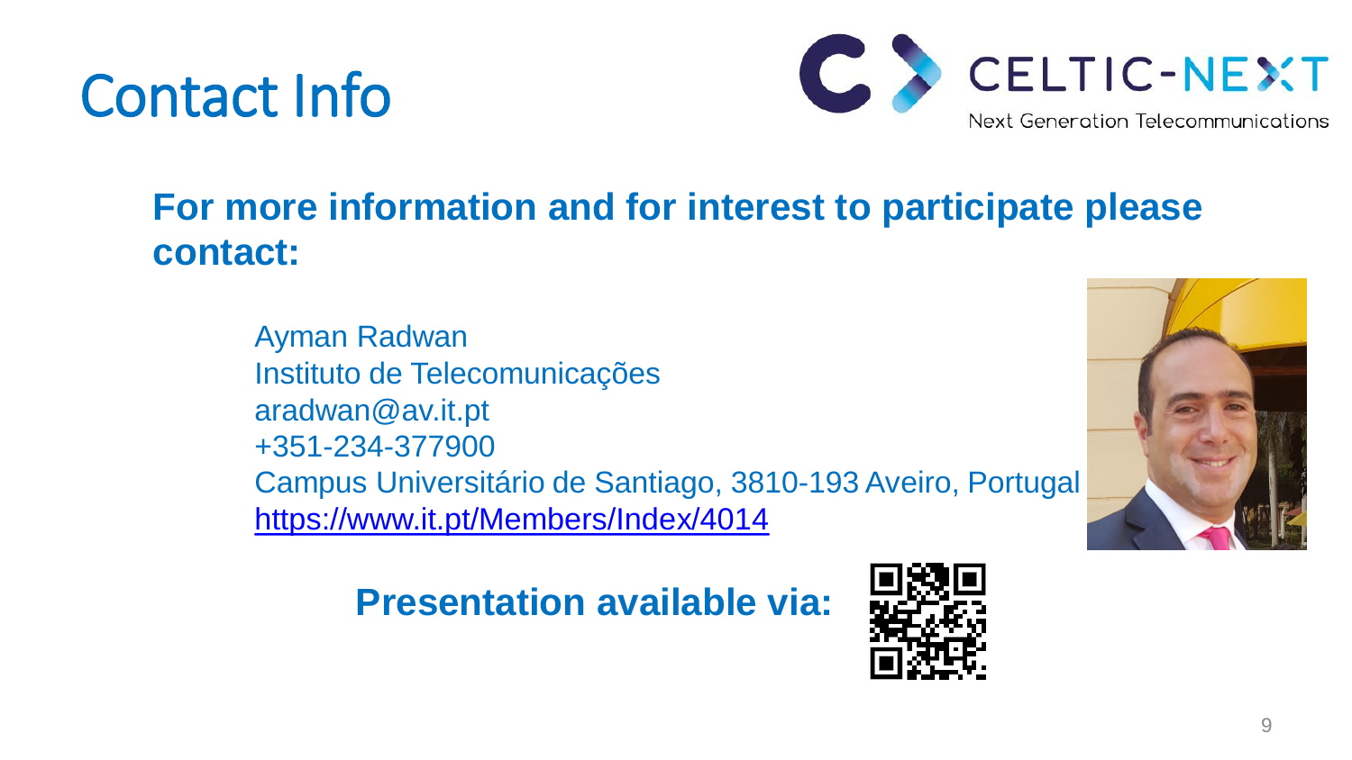# Contact Info

CELTIC-NEXT

Next Generation Telecommunications

**For more information and for interest to participate please contact:**

Ayman Radwan
Instituto de Telecomunicações
aradwan@av.it.pt
+351-234-377900
Campus Universitário de Santiago, 3810-193 Aveiro, Portugal
https://www.it.pt/Members/Index/4014

**Presentation available via:**